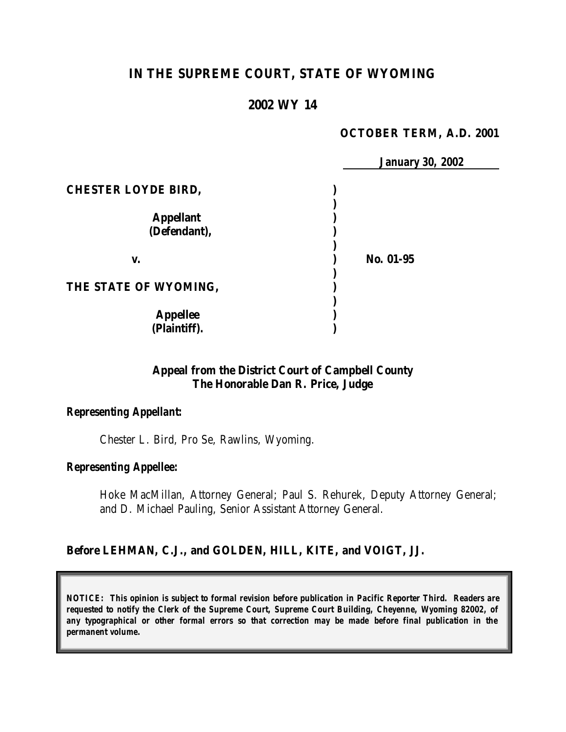# IN THE SUPREME COURT, STATE OF WYOMING

## 2002 WY 14

**OCTOBER TERM, A.D. 2001**

**January 30, 2002**

| | | |
|---|---|---|
| **CHESTER LOYDE BIRD,** | ) | |
| | ) | |
| **Appellant** | ) | |
| **(Defendant),** | ) | |
| | ) | |
| **v.** | ) | **No. 01-95** |
| | ) | |
| **THE STATE OF WYOMING,** | ) | |
| | ) | |
| **Appellee** | ) | |
| **(Plaintiff).** | ) | |

**Appeal from the District Court of Campbell County**
**The Honorable Dan R. Price, Judge**

***Representing Appellant:***

*Chester L. Bird, Pro Se, Rawlins, Wyoming.*

***Representing Appellee:***

*Hoke MacMillan, Attorney General; Paul S. Rehurek, Deputy Attorney General; and D. Michael Pauling, Senior Assistant Attorney General.*

**Before LEHMAN, C.J., and GOLDEN, HILL, KITE, and VOIGT, JJ.**

***NOTICE: This opinion is subject to formal revision before publication in Pacific Reporter Third. Readers are requested to notify the Clerk of the Supreme Court, Supreme Court Building, Cheyenne, Wyoming 82002, of any typographical or other formal errors so that correction may be made before final publication in the permanent volume.***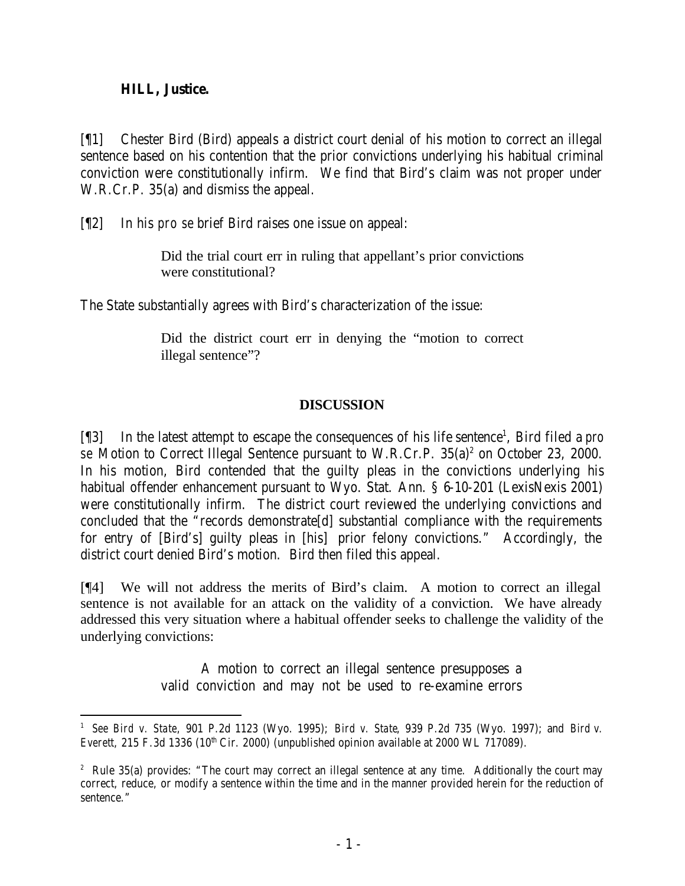**HILL, Justice.**

[¶1] Chester Bird (Bird) appeals a district court denial of his motion to correct an illegal sentence based on his contention that the prior convictions underlying his habitual criminal conviction were constitutionally infirm. We find that Bird's claim was not proper under W.R.Cr.P. 35(a) and dismiss the appeal.

[¶2] In his *pro se* brief Bird raises one issue on appeal:

> Did the trial court err in ruling that appellant's prior convictions were constitutional?

The State substantially agrees with Bird's characterization of the issue:

> Did the district court err in denying the "motion to correct illegal sentence"?

## DISCUSSION

[¶3] In the latest attempt to escape the consequences of his life sentence[1], Bird filed a *pro se* Motion to Correct Illegal Sentence pursuant to W.R.Cr.P. 35(a)[2] on October 23, 2000. In his motion, Bird contended that the guilty pleas in the convictions underlying his habitual offender enhancement pursuant to Wyo. Stat. Ann. § 6-10-201 (LexisNexis 2001) were constitutionally infirm. The district court reviewed the underlying convictions and concluded that the "records demonstrate[d] substantial compliance with the requirements for entry of [Bird's] guilty pleas in [his] prior felony convictions." Accordingly, the district court denied Bird's motion. Bird then filed this appeal.

[¶4] We will not address the merits of Bird's claim. A motion to correct an illegal sentence is not available for an attack on the validity of a conviction. We have already addressed this very situation where a habitual offender seeks to challenge the validity of the underlying convictions:

> A motion to correct an illegal sentence presupposes a valid conviction and may not be used to re-examine errors

---

[1] *See Bird v. State*, 901 P.2d 1123 (Wyo. 1995); *Bird v. State*, 939 P.2d 735 (Wyo. 1997); and *Bird v. Everett*, 215 F.3d 1336 (10th Cir. 2000) (unpublished opinion available at 2000 WL 717089).

[2] Rule 35(a) provides: "The court may correct an illegal sentence at any time. Additionally the court may correct, reduce, or modify a sentence within the time and in the manner provided herein for the reduction of sentence."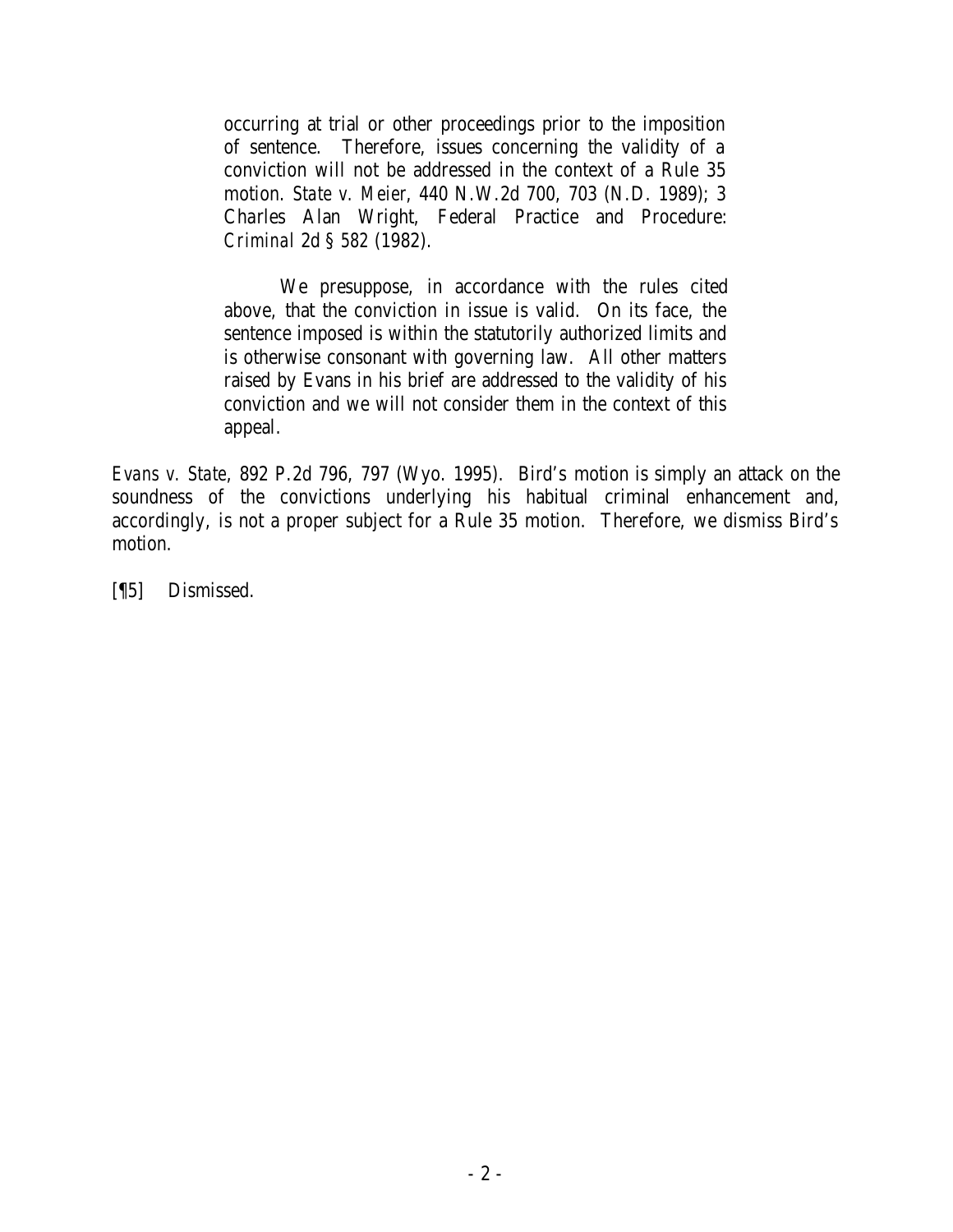> occurring at trial or other proceedings prior to the imposition of sentence. Therefore, issues concerning the validity of a conviction will not be addressed in the context of a Rule 35 motion. *State v. Meier*, 440 N.W.2d 700, 703 (N.D. 1989); 3 Charles Alan Wright, Federal Practice and Procedure: *Criminal* 2d § 582 (1982).
>
> We presuppose, in accordance with the rules cited above, that the conviction in issue is valid. On its face, the sentence imposed is within the statutorily authorized limits and is otherwise consonant with governing law. All other matters raised by Evans in his brief are addressed to the validity of his conviction and we will not consider them in the context of this appeal.

*Evans v. State*, 892 P.2d 796, 797 (Wyo. 1995). Bird's motion is simply an attack on the soundness of the convictions underlying his habitual criminal enhancement and, accordingly, is not a proper subject for a Rule 35 motion. Therefore, we dismiss Bird's motion.

[¶5] Dismissed.